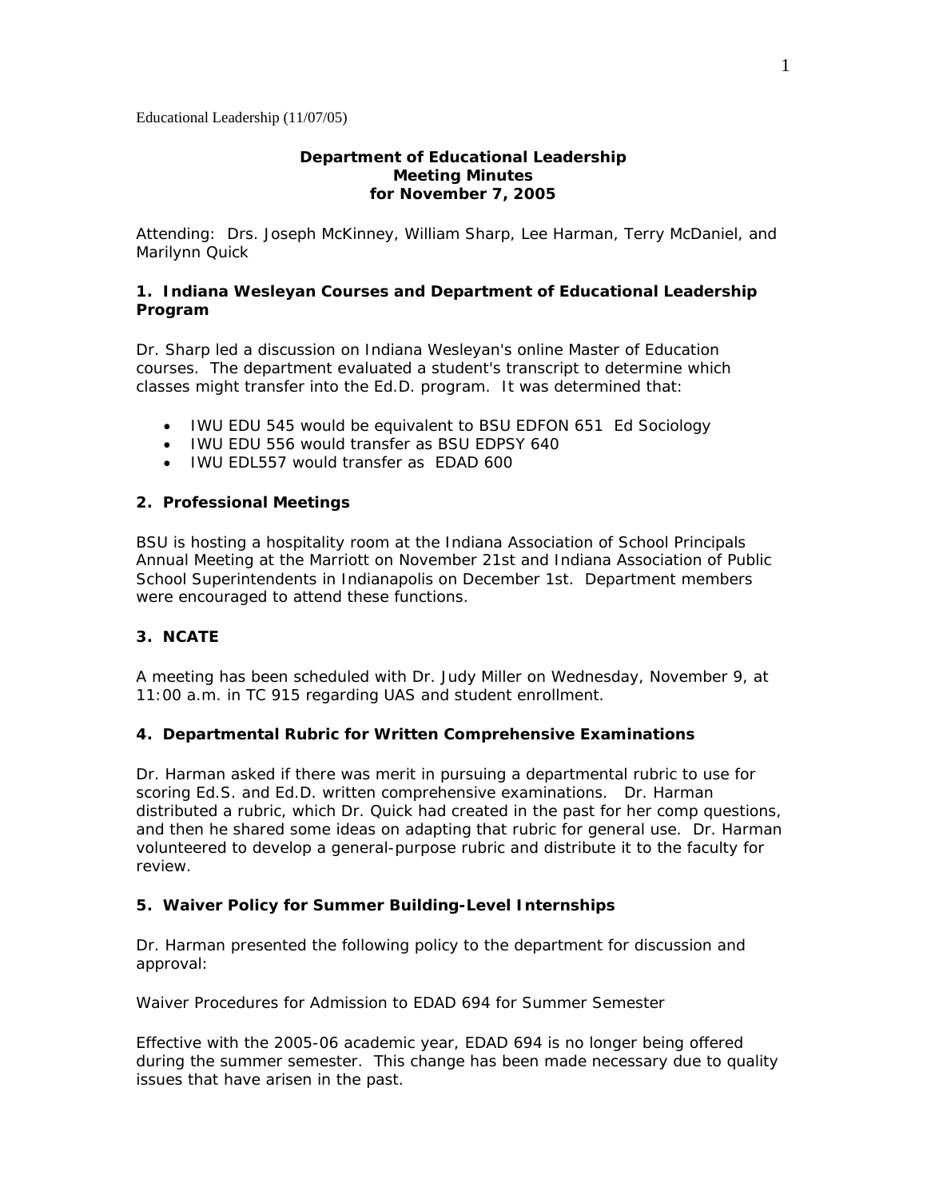Educational Leadership (11/07/05)

**Department of Educational Leadership**
**Meeting Minutes**
**for November 7, 2005**

Attending: Drs. Joseph McKinney, William Sharp, Lee Harman, Terry McDaniel, and Marilynn Quick

## 1. Indiana Wesleyan Courses and Department of Educational Leadership Program

Dr. Sharp led a discussion on Indiana Wesleyan's online Master of Education courses. The department evaluated a student's transcript to determine which classes might transfer into the Ed.D. program. It was determined that:

- IWU EDU 545 would be equivalent to BSU EDFON 651 Ed Sociology
- IWU EDU 556 would transfer as BSU EDPSY 640
- IWU EDL557 would transfer as EDAD 600

## 2. Professional Meetings

BSU is hosting a hospitality room at the Indiana Association of School Principals Annual Meeting at the Marriott on November 21st and Indiana Association of Public School Superintendents in Indianapolis on December 1st. Department members were encouraged to attend these functions.

## 3. NCATE

A meeting has been scheduled with Dr. Judy Miller on Wednesday, November 9, at 11:00 a.m. in TC 915 regarding UAS and student enrollment.

## 4. Departmental Rubric for Written Comprehensive Examinations

Dr. Harman asked if there was merit in pursuing a departmental rubric to use for scoring Ed.S. and Ed.D. written comprehensive examinations. Dr. Harman distributed a rubric, which Dr. Quick had created in the past for her comp questions, and then he shared some ideas on adapting that rubric for general use. Dr. Harman volunteered to develop a general-purpose rubric and distribute it to the faculty for review.

## 5. Waiver Policy for Summer Building-Level Internships

Dr. Harman presented the following policy to the department for discussion and approval:

Waiver Procedures for Admission to EDAD 694 for Summer Semester

Effective with the 2005-06 academic year, EDAD 694 is no longer being offered during the summer semester. This change has been made necessary due to quality issues that have arisen in the past.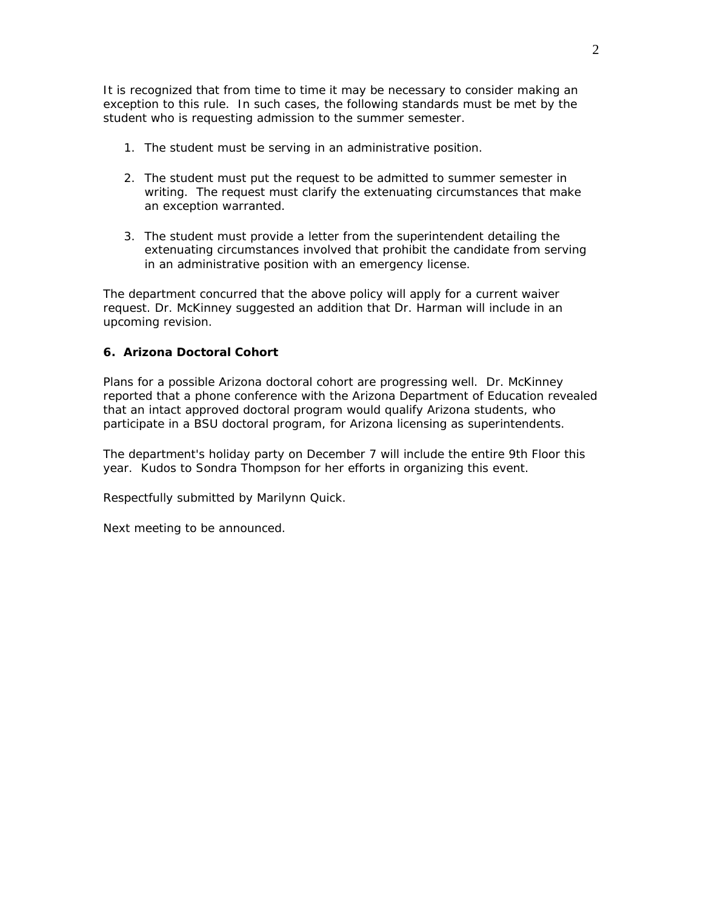It is recognized that from time to time it may be necessary to consider making an exception to this rule. In such cases, the following standards must be met by the student who is requesting admission to the summer semester.

1. The student must be serving in an administrative position.

2. The student must put the request to be admitted to summer semester in writing. The request must clarify the extenuating circumstances that make an exception warranted.

3. The student must provide a letter from the superintendent detailing the extenuating circumstances involved that prohibit the candidate from serving in an administrative position with an emergency license.

The department concurred that the above policy will apply for a current waiver request. Dr. McKinney suggested an addition that Dr. Harman will include in an upcoming revision.

**6. Arizona Doctoral Cohort**

Plans for a possible Arizona doctoral cohort are progressing well. Dr. McKinney reported that a phone conference with the Arizona Department of Education revealed that an intact approved doctoral program would qualify Arizona students, who participate in a BSU doctoral program, for Arizona licensing as superintendents.

The department's holiday party on December 7 will include the entire 9th Floor this year. Kudos to Sondra Thompson for her efforts in organizing this event.

Respectfully submitted by Marilynn Quick.

Next meeting to be announced.